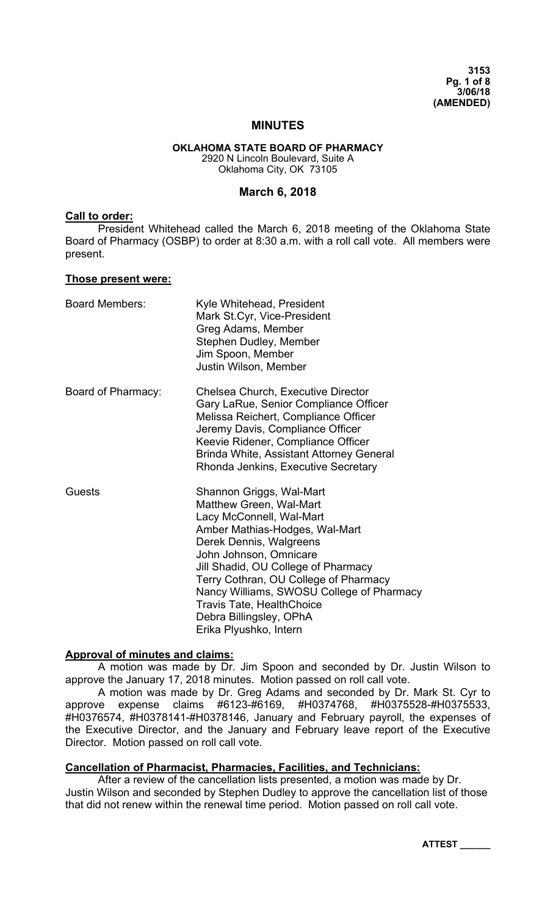**3153**
**3/06/18**
**(AMENDED)**

# MINUTES

**OKLAHOMA STATE BOARD OF PHARMACY**
2920 N Lincoln Boulevard, Suite A
Oklahoma City, OK 73105

## March 6, 2018

**Call to order:**

President Whitehead called the March 6, 2018 meeting of the Oklahoma State Board of Pharmacy (OSBP) to order at 8:30 a.m. with a roll call vote. All members were present.

**Those present were:**

| | |
|---|---|
| Board Members: | Kyle Whitehead, President<br>Mark St.Cyr, Vice-President<br>Greg Adams, Member<br>Stephen Dudley, Member<br>Jim Spoon, Member<br>Justin Wilson, Member |
| Board of Pharmacy: | Chelsea Church, Executive Director<br>Gary LaRue, Senior Compliance Officer<br>Melissa Reichert, Compliance Officer<br>Jeremy Davis, Compliance Officer<br>Keevie Ridener, Compliance Officer<br>Brinda White, Assistant Attorney General<br>Rhonda Jenkins, Executive Secretary |
| Guests | Shannon Griggs, Wal-Mart<br>Matthew Green, Wal-Mart<br>Lacy McConnell, Wal-Mart<br>Amber Mathias-Hodges, Wal-Mart<br>Derek Dennis, Walgreens<br>John Johnson, Omnicare<br>Jill Shadid, OU College of Pharmacy<br>Terry Cothran, OU College of Pharmacy<br>Nancy Williams, SWOSU College of Pharmacy<br>Travis Tate, HealthChoice<br>Debra Billingsley, OPhA<br>Erika Plyushko, Intern |

**Approval of minutes and claims:**

A motion was made by Dr. Jim Spoon and seconded by Dr. Justin Wilson to approve the January 17, 2018 minutes. Motion passed on roll call vote.

A motion was made by Dr. Greg Adams and seconded by Dr. Mark St. Cyr to approve expense claims #6123-#6169, #H0374768, #H0375528-#H0375533, #H0376574, #H0378141-#H0378146, January and February payroll, the expenses of the Executive Director, and the January and February leave report of the Executive Director. Motion passed on roll call vote.

**Cancellation of Pharmacist, Pharmacies, Facilities, and Technicians:**

After a review of the cancellation lists presented, a motion was made by Dr. Justin Wilson and seconded by Stephen Dudley to approve the cancellation list of those that did not renew within the renewal time period. Motion passed on roll call vote.

**ATTEST \_\_\_\_\_\_**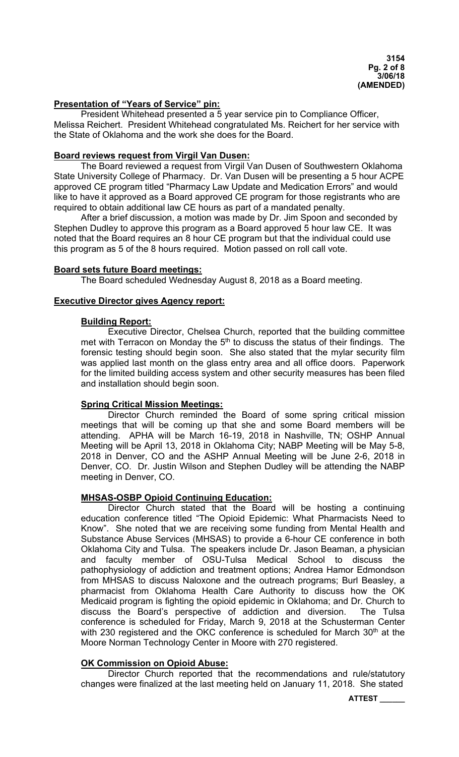## Presentation of "Years of Service" pin:

President Whitehead presented a 5 year service pin to Compliance Officer, Melissa Reichert. President Whitehead congratulated Ms. Reichert for her service with the State of Oklahoma and the work she does for the Board.

## Board reviews request from Virgil Van Dusen:

The Board reviewed a request from Virgil Van Dusen of Southwestern Oklahoma State University College of Pharmacy. Dr. Van Dusen will be presenting a 5 hour ACPE approved CE program titled "Pharmacy Law Update and Medication Errors" and would like to have it approved as a Board approved CE program for those registrants who are required to obtain additional law CE hours as part of a mandated penalty.

After a brief discussion, a motion was made by Dr. Jim Spoon and seconded by Stephen Dudley to approve this program as a Board approved 5 hour law CE. It was noted that the Board requires an 8 hour CE program but that the individual could use this program as 5 of the 8 hours required. Motion passed on roll call vote.

## Board sets future Board meetings:

The Board scheduled Wednesday August 8, 2018 as a Board meeting.

## Executive Director gives Agency report:

### Building Report:

Executive Director, Chelsea Church, reported that the building committee met with Terracon on Monday the 5th to discuss the status of their findings. The forensic testing should begin soon. She also stated that the mylar security film was applied last month on the glass entry area and all office doors. Paperwork for the limited building access system and other security measures has been filed and installation should begin soon.

### Spring Critical Mission Meetings:

Director Church reminded the Board of some spring critical mission meetings that will be coming up that she and some Board members will be attending. APHA will be March 16-19, 2018 in Nashville, TN; OSHP Annual Meeting will be April 13, 2018 in Oklahoma City; NABP Meeting will be May 5-8, 2018 in Denver, CO and the ASHP Annual Meeting will be June 2-6, 2018 in Denver, CO. Dr. Justin Wilson and Stephen Dudley will be attending the NABP meeting in Denver, CO.

### MHSAS-OSBP Opioid Continuing Education:

Director Church stated that the Board will be hosting a continuing education conference titled "The Opioid Epidemic: What Pharmacists Need to Know". She noted that we are receiving some funding from Mental Health and Substance Abuse Services (MHSAS) to provide a 6-hour CE conference in both Oklahoma City and Tulsa. The speakers include Dr. Jason Beaman, a physician and faculty member of OSU-Tulsa Medical School to discuss the pathophysiology of addiction and treatment options; Andrea Hamor Edmondson from MHSAS to discuss Naloxone and the outreach programs; Burl Beasley, a pharmacist from Oklahoma Health Care Authority to discuss how the OK Medicaid program is fighting the opioid epidemic in Oklahoma; and Dr. Church to discuss the Board's perspective of addiction and diversion. The Tulsa conference is scheduled for Friday, March 9, 2018 at the Schusterman Center with 230 registered and the OKC conference is scheduled for March 30th at the Moore Norman Technology Center in Moore with 270 registered.

### OK Commission on Opioid Abuse:

Director Church reported that the recommendations and rule/statutory changes were finalized at the last meeting held on January 11, 2018. She stated

ATTEST ______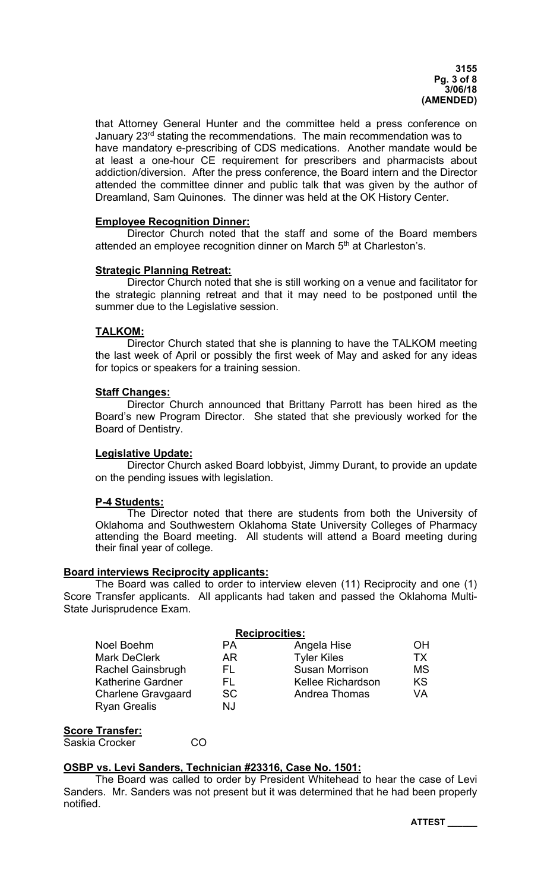that Attorney General Hunter and the committee held a press conference on January 23rd stating the recommendations. The main recommendation was to have mandatory e-prescribing of CDS medications. Another mandate would be at least a one-hour CE requirement for prescribers and pharmacists about addiction/diversion. After the press conference, the Board intern and the Director attended the committee dinner and public talk that was given by the author of Dreamland, Sam Quinones. The dinner was held at the OK History Center.

**Employee Recognition Dinner:**

Director Church noted that the staff and some of the Board members attended an employee recognition dinner on March 5th at Charleston's.

**Strategic Planning Retreat:**

Director Church noted that she is still working on a venue and facilitator for the strategic planning retreat and that it may need to be postponed until the summer due to the Legislative session.

**TALKOM:**

Director Church stated that she is planning to have the TALKOM meeting the last week of April or possibly the first week of May and asked for any ideas for topics or speakers for a training session.

**Staff Changes:**

Director Church announced that Brittany Parrott has been hired as the Board's new Program Director. She stated that she previously worked for the Board of Dentistry.

**Legislative Update:**

Director Church asked Board lobbyist, Jimmy Durant, to provide an update on the pending issues with legislation.

**P-4 Students:**

The Director noted that there are students from both the University of Oklahoma and Southwestern Oklahoma State University Colleges of Pharmacy attending the Board meeting. All students will attend a Board meeting during their final year of college.

**Board interviews Reciprocity applicants:**

The Board was called to order to interview eleven (11) Reciprocity and one (1) Score Transfer applicants. All applicants had taken and passed the Oklahoma Multi-State Jurisprudence Exam.

**Reciprocities:**

| | | | |
|---|---|---|---|
| Noel Boehm | PA | Angela Hise | OH |
| Mark DeClerk | AR | Tyler Kiles | TX |
| Rachel Gainsbrugh | FL | Susan Morrison | MS |
| Katherine Gardner | FL | Kellee Richardson | KS |
| Charlene Gravgaard | SC | Andrea Thomas | VA |
| Ryan Grealis | NJ | | |

**Score Transfer:**

Saskia Crocker CO

**OSBP vs. Levi Sanders, Technician #23316, Case No. 1501:**

The Board was called to order by President Whitehead to hear the case of Levi Sanders. Mr. Sanders was not present but it was determined that he had been properly notified.

**ATTEST \_\_\_\_\_\_**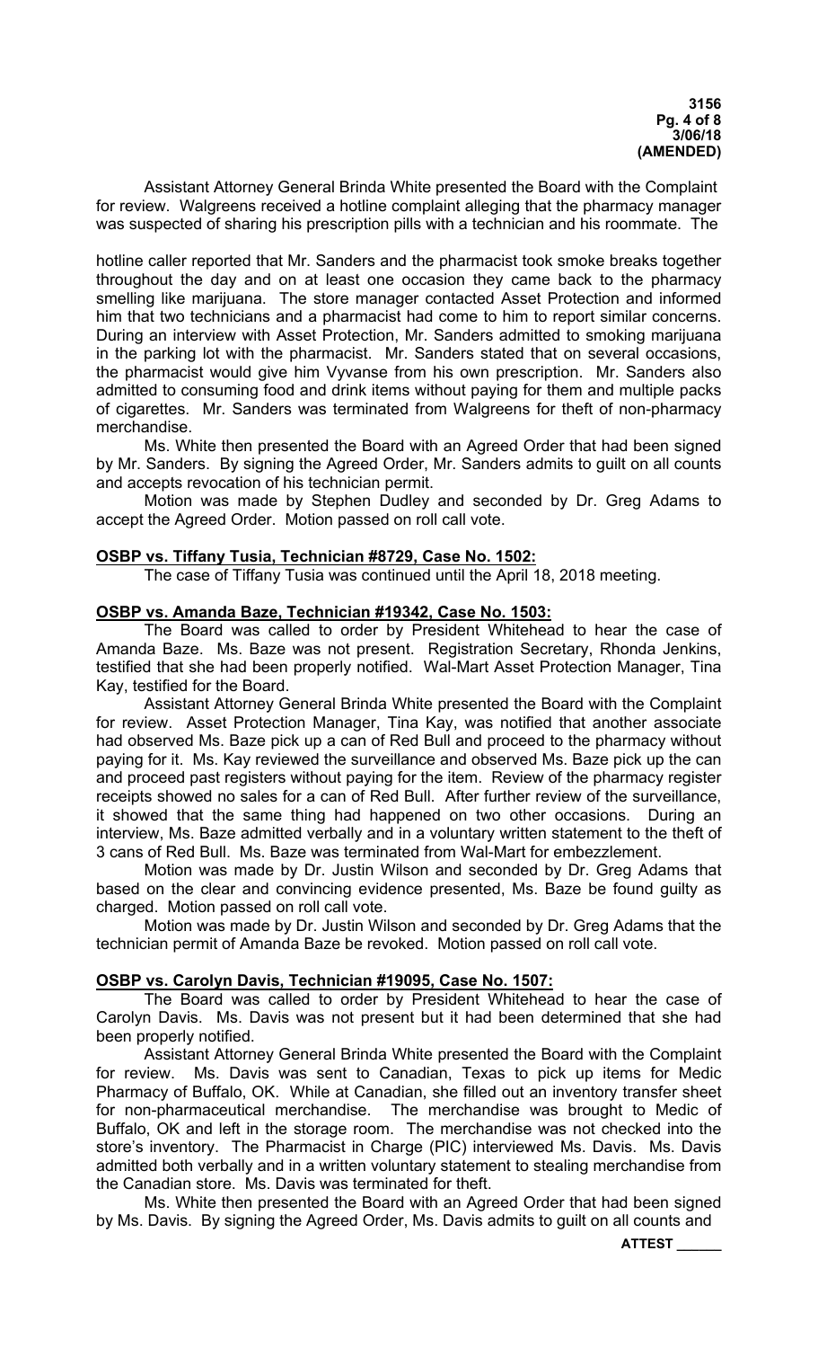Assistant Attorney General Brinda White presented the Board with the Complaint for review. Walgreens received a hotline complaint alleging that the pharmacy manager was suspected of sharing his prescription pills with a technician and his roommate. The

hotline caller reported that Mr. Sanders and the pharmacist took smoke breaks together throughout the day and on at least one occasion they came back to the pharmacy smelling like marijuana. The store manager contacted Asset Protection and informed him that two technicians and a pharmacist had come to him to report similar concerns. During an interview with Asset Protection, Mr. Sanders admitted to smoking marijuana in the parking lot with the pharmacist. Mr. Sanders stated that on several occasions, the pharmacist would give him Vyvanse from his own prescription. Mr. Sanders also admitted to consuming food and drink items without paying for them and multiple packs of cigarettes. Mr. Sanders was terminated from Walgreens for theft of non-pharmacy merchandise.

Ms. White then presented the Board with an Agreed Order that had been signed by Mr. Sanders. By signing the Agreed Order, Mr. Sanders admits to guilt on all counts and accepts revocation of his technician permit.

Motion was made by Stephen Dudley and seconded by Dr. Greg Adams to accept the Agreed Order. Motion passed on roll call vote.

**OSBP vs. Tiffany Tusia, Technician #8729, Case No. 1502:**

The case of Tiffany Tusia was continued until the April 18, 2018 meeting.

**OSBP vs. Amanda Baze, Technician #19342, Case No. 1503:**

The Board was called to order by President Whitehead to hear the case of Amanda Baze. Ms. Baze was not present. Registration Secretary, Rhonda Jenkins, testified that she had been properly notified. Wal-Mart Asset Protection Manager, Tina Kay, testified for the Board.

Assistant Attorney General Brinda White presented the Board with the Complaint for review. Asset Protection Manager, Tina Kay, was notified that another associate had observed Ms. Baze pick up a can of Red Bull and proceed to the pharmacy without paying for it. Ms. Kay reviewed the surveillance and observed Ms. Baze pick up the can and proceed past registers without paying for the item. Review of the pharmacy register receipts showed no sales for a can of Red Bull. After further review of the surveillance, it showed that the same thing had happened on two other occasions. During an interview, Ms. Baze admitted verbally and in a voluntary written statement to the theft of 3 cans of Red Bull. Ms. Baze was terminated from Wal-Mart for embezzlement.

Motion was made by Dr. Justin Wilson and seconded by Dr. Greg Adams that based on the clear and convincing evidence presented, Ms. Baze be found guilty as charged. Motion passed on roll call vote.

Motion was made by Dr. Justin Wilson and seconded by Dr. Greg Adams that the technician permit of Amanda Baze be revoked. Motion passed on roll call vote.

**OSBP vs. Carolyn Davis, Technician #19095, Case No. 1507:**

The Board was called to order by President Whitehead to hear the case of Carolyn Davis. Ms. Davis was not present but it had been determined that she had been properly notified.

Assistant Attorney General Brinda White presented the Board with the Complaint for review. Ms. Davis was sent to Canadian, Texas to pick up items for Medic Pharmacy of Buffalo, OK. While at Canadian, she filled out an inventory transfer sheet for non-pharmaceutical merchandise. The merchandise was brought to Medic of Buffalo, OK and left in the storage room. The merchandise was not checked into the store's inventory. The Pharmacist in Charge (PIC) interviewed Ms. Davis. Ms. Davis admitted both verbally and in a written voluntary statement to stealing merchandise from the Canadian store. Ms. Davis was terminated for theft.

Ms. White then presented the Board with an Agreed Order that had been signed by Ms. Davis. By signing the Agreed Order, Ms. Davis admits to guilt on all counts and

**ATTEST \_\_\_\_\_\_**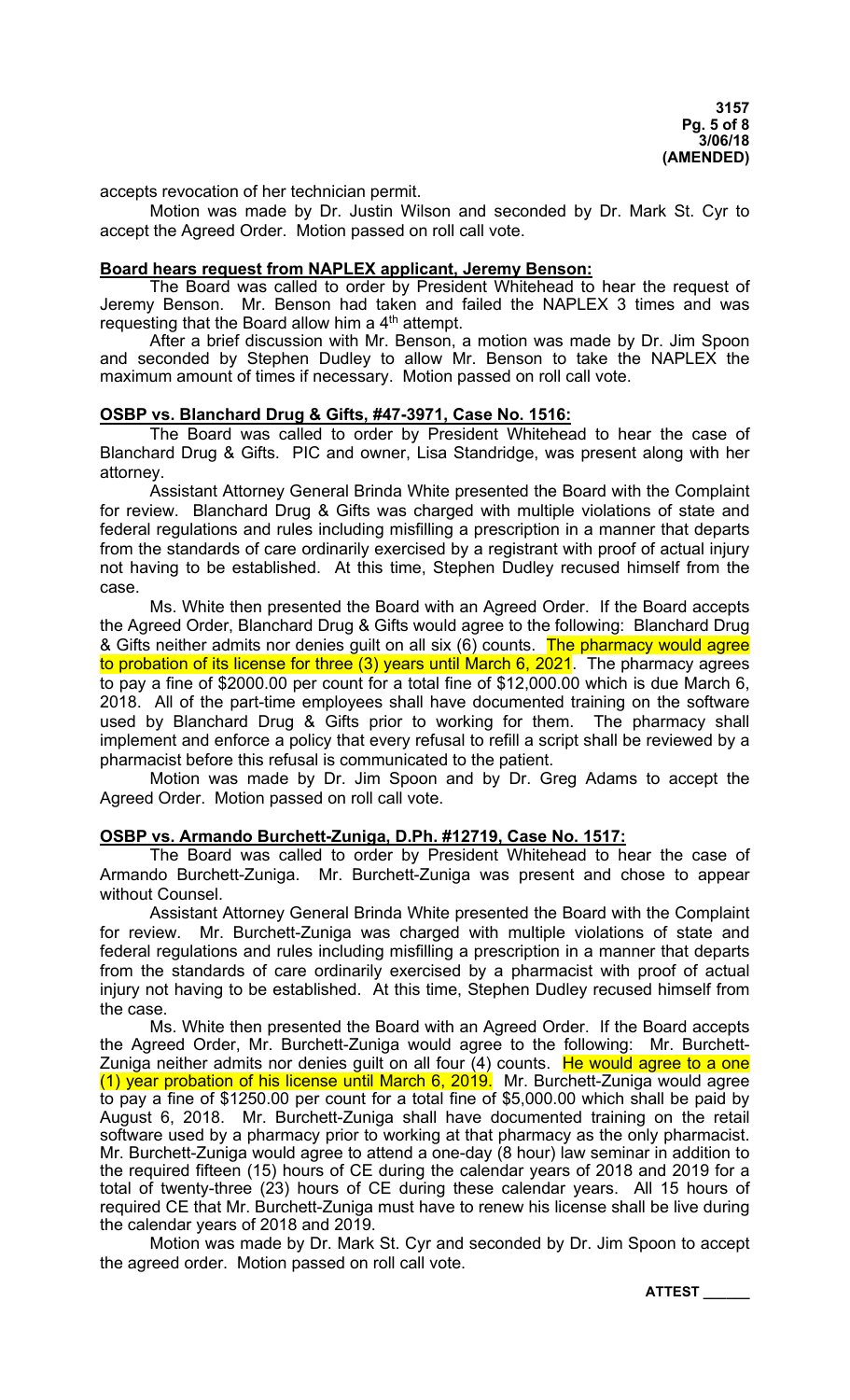accepts revocation of her technician permit.

Motion was made by Dr. Justin Wilson and seconded by Dr. Mark St. Cyr to accept the Agreed Order. Motion passed on roll call vote.

**Board hears request from NAPLEX applicant, Jeremy Benson:**

The Board was called to order by President Whitehead to hear the request of Jeremy Benson. Mr. Benson had taken and failed the NAPLEX 3 times and was requesting that the Board allow him a 4th attempt.

After a brief discussion with Mr. Benson, a motion was made by Dr. Jim Spoon and seconded by Stephen Dudley to allow Mr. Benson to take the NAPLEX the maximum amount of times if necessary. Motion passed on roll call vote.

**OSBP vs. Blanchard Drug & Gifts, #47-3971, Case No. 1516:**

The Board was called to order by President Whitehead to hear the case of Blanchard Drug & Gifts. PIC and owner, Lisa Standridge, was present along with her attorney.

Assistant Attorney General Brinda White presented the Board with the Complaint for review. Blanchard Drug & Gifts was charged with multiple violations of state and federal regulations and rules including misfilling a prescription in a manner that departs from the standards of care ordinarily exercised by a registrant with proof of actual injury not having to be established. At this time, Stephen Dudley recused himself from the case.

Ms. White then presented the Board with an Agreed Order. If the Board accepts the Agreed Order, Blanchard Drug & Gifts would agree to the following: Blanchard Drug & Gifts neither admits nor denies guilt on all six (6) counts. The pharmacy would agree to probation of its license for three (3) years until March 6, 2021. The pharmacy agrees to pay a fine of $2000.00 per count for a total fine of $12,000.00 which is due March 6, 2018. All of the part-time employees shall have documented training on the software used by Blanchard Drug & Gifts prior to working for them. The pharmacy shall implement and enforce a policy that every refusal to refill a script shall be reviewed by a pharmacist before this refusal is communicated to the patient.

Motion was made by Dr. Jim Spoon and by Dr. Greg Adams to accept the Agreed Order. Motion passed on roll call vote.

**OSBP vs. Armando Burchett-Zuniga, D.Ph. #12719, Case No. 1517:**

The Board was called to order by President Whitehead to hear the case of Armando Burchett-Zuniga. Mr. Burchett-Zuniga was present and chose to appear without Counsel.

Assistant Attorney General Brinda White presented the Board with the Complaint for review. Mr. Burchett-Zuniga was charged with multiple violations of state and federal regulations and rules including misfilling a prescription in a manner that departs from the standards of care ordinarily exercised by a pharmacist with proof of actual injury not having to be established. At this time, Stephen Dudley recused himself from the case.

Ms. White then presented the Board with an Agreed Order. If the Board accepts the Agreed Order, Mr. Burchett-Zuniga would agree to the following: Mr. Burchett-Zuniga neither admits nor denies guilt on all four (4) counts. He would agree to a one (1) year probation of his license until March 6, 2019. Mr. Burchett-Zuniga would agree to pay a fine of $1250.00 per count for a total fine of $5,000.00 which shall be paid by August 6, 2018. Mr. Burchett-Zuniga shall have documented training on the retail software used by a pharmacy prior to working at that pharmacy as the only pharmacist. Mr. Burchett-Zuniga would agree to attend a one-day (8 hour) law seminar in addition to the required fifteen (15) hours of CE during the calendar years of 2018 and 2019 for a total of twenty-three (23) hours of CE during these calendar years. All 15 hours of required CE that Mr. Burchett-Zuniga must have to renew his license shall be live during the calendar years of 2018 and 2019.

Motion was made by Dr. Mark St. Cyr and seconded by Dr. Jim Spoon to accept the agreed order. Motion passed on roll call vote.

**ATTEST ______**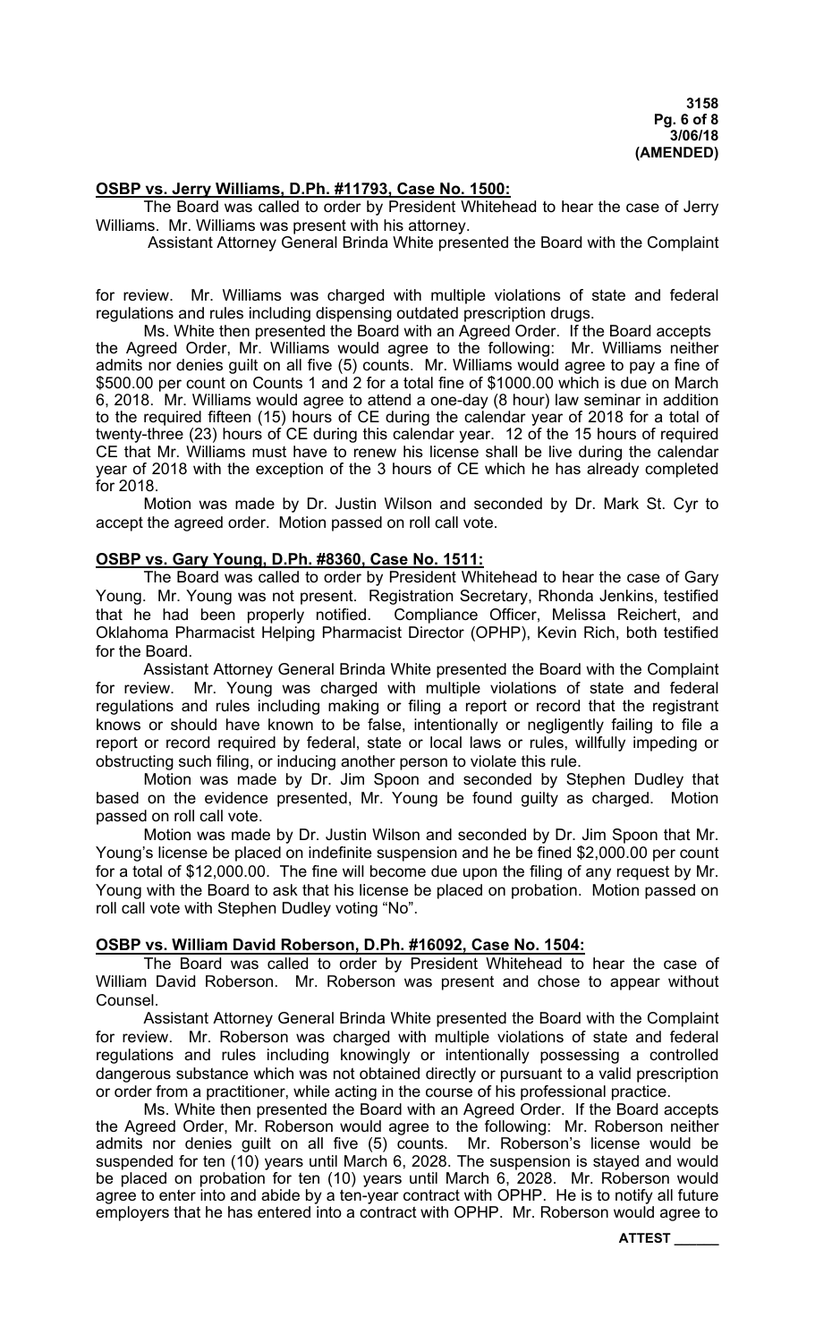## OSBP vs. Jerry Williams, D.Ph. #11793, Case No. 1500:

The Board was called to order by President Whitehead to hear the case of Jerry Williams. Mr. Williams was present with his attorney.

Assistant Attorney General Brinda White presented the Board with the Complaint for review. Mr. Williams was charged with multiple violations of state and federal regulations and rules including dispensing outdated prescription drugs.

Ms. White then presented the Board with an Agreed Order. If the Board accepts the Agreed Order, Mr. Williams would agree to the following: Mr. Williams neither admits nor denies guilt on all five (5) counts. Mr. Williams would agree to pay a fine of $500.00 per count on Counts 1 and 2 for a total fine of $1000.00 which is due on March 6, 2018. Mr. Williams would agree to attend a one-day (8 hour) law seminar in addition to the required fifteen (15) hours of CE during the calendar year of 2018 for a total of twenty-three (23) hours of CE during this calendar year. 12 of the 15 hours of required CE that Mr. Williams must have to renew his license shall be live during the calendar year of 2018 with the exception of the 3 hours of CE which he has already completed for 2018.

Motion was made by Dr. Justin Wilson and seconded by Dr. Mark St. Cyr to accept the agreed order. Motion passed on roll call vote.

## OSBP vs. Gary Young, D.Ph. #8360, Case No. 1511:

The Board was called to order by President Whitehead to hear the case of Gary Young. Mr. Young was not present. Registration Secretary, Rhonda Jenkins, testified that he had been properly notified. Compliance Officer, Melissa Reichert, and Oklahoma Pharmacist Helping Pharmacist Director (OPHP), Kevin Rich, both testified for the Board.

Assistant Attorney General Brinda White presented the Board with the Complaint for review. Mr. Young was charged with multiple violations of state and federal regulations and rules including making or filing a report or record that the registrant knows or should have known to be false, intentionally or negligently failing to file a report or record required by federal, state or local laws or rules, willfully impeding or obstructing such filing, or inducing another person to violate this rule.

Motion was made by Dr. Jim Spoon and seconded by Stephen Dudley that based on the evidence presented, Mr. Young be found guilty as charged. Motion passed on roll call vote.

Motion was made by Dr. Justin Wilson and seconded by Dr. Jim Spoon that Mr. Young's license be placed on indefinite suspension and he be fined $2,000.00 per count for a total of $12,000.00. The fine will become due upon the filing of any request by Mr. Young with the Board to ask that his license be placed on probation. Motion passed on roll call vote with Stephen Dudley voting "No".

## OSBP vs. William David Roberson, D.Ph. #16092, Case No. 1504:

The Board was called to order by President Whitehead to hear the case of William David Roberson. Mr. Roberson was present and chose to appear without Counsel.

Assistant Attorney General Brinda White presented the Board with the Complaint for review. Mr. Roberson was charged with multiple violations of state and federal regulations and rules including knowingly or intentionally possessing a controlled dangerous substance which was not obtained directly or pursuant to a valid prescription or order from a practitioner, while acting in the course of his professional practice.

Ms. White then presented the Board with an Agreed Order. If the Board accepts the Agreed Order, Mr. Roberson would agree to the following: Mr. Roberson neither admits nor denies guilt on all five (5) counts. Mr. Roberson's license would be suspended for ten (10) years until March 6, 2028. The suspension is stayed and would be placed on probation for ten (10) years until March 6, 2028. Mr. Roberson would agree to enter into and abide by a ten-year contract with OPHP. He is to notify all future employers that he has entered into a contract with OPHP. Mr. Roberson would agree to

**ATTEST ______**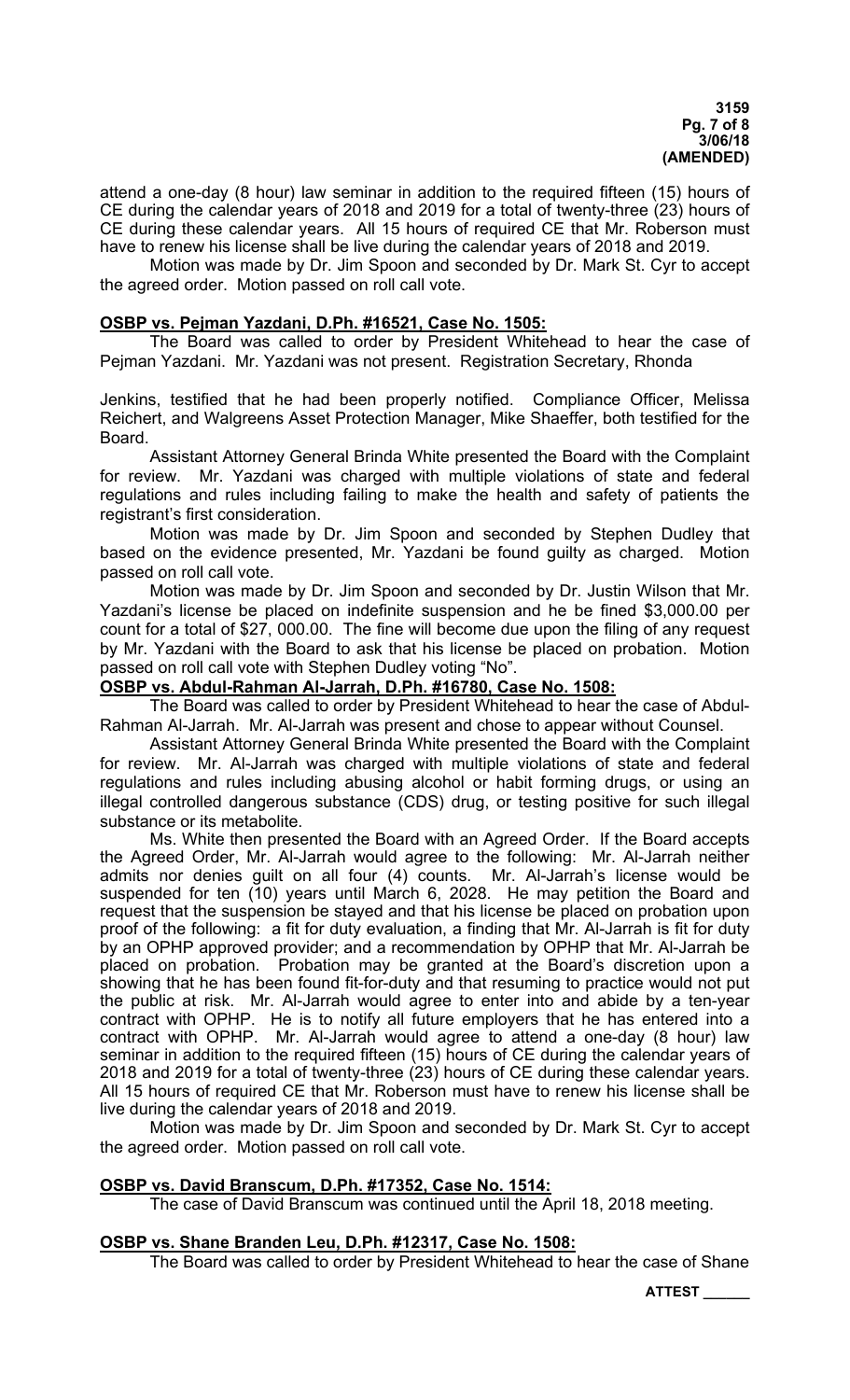attend a one-day (8 hour) law seminar in addition to the required fifteen (15) hours of CE during the calendar years of 2018 and 2019 for a total of twenty-three (23) hours of CE during these calendar years. All 15 hours of required CE that Mr. Roberson must have to renew his license shall be live during the calendar years of 2018 and 2019.

Motion was made by Dr. Jim Spoon and seconded by Dr. Mark St. Cyr to accept the agreed order. Motion passed on roll call vote.

**OSBP vs. Pejman Yazdani, D.Ph. #16521, Case No. 1505:**

The Board was called to order by President Whitehead to hear the case of Pejman Yazdani. Mr. Yazdani was not present. Registration Secretary, Rhonda Jenkins, testified that he had been properly notified. Compliance Officer, Melissa Reichert, and Walgreens Asset Protection Manager, Mike Shaeffer, both testified for the Board.

Assistant Attorney General Brinda White presented the Board with the Complaint for review. Mr. Yazdani was charged with multiple violations of state and federal regulations and rules including failing to make the health and safety of patients the registrant's first consideration.

Motion was made by Dr. Jim Spoon and seconded by Stephen Dudley that based on the evidence presented, Mr. Yazdani be found guilty as charged. Motion passed on roll call vote.

Motion was made by Dr. Jim Spoon and seconded by Dr. Justin Wilson that Mr. Yazdani's license be placed on indefinite suspension and he be fined $3,000.00 per count for a total of $27, 000.00. The fine will become due upon the filing of any request by Mr. Yazdani with the Board to ask that his license be placed on probation. Motion passed on roll call vote with Stephen Dudley voting "No".

**OSBP vs. Abdul-Rahman Al-Jarrah, D.Ph. #16780, Case No. 1508:**

The Board was called to order by President Whitehead to hear the case of Abdul-Rahman Al-Jarrah. Mr. Al-Jarrah was present and chose to appear without Counsel.

Assistant Attorney General Brinda White presented the Board with the Complaint for review. Mr. Al-Jarrah was charged with multiple violations of state and federal regulations and rules including abusing alcohol or habit forming drugs, or using an illegal controlled dangerous substance (CDS) drug, or testing positive for such illegal substance or its metabolite.

Ms. White then presented the Board with an Agreed Order. If the Board accepts the Agreed Order, Mr. Al-Jarrah would agree to the following: Mr. Al-Jarrah neither admits nor denies guilt on all four (4) counts. Mr. Al-Jarrah's license would be suspended for ten (10) years until March 6, 2028. He may petition the Board and request that the suspension be stayed and that his license be placed on probation upon proof of the following: a fit for duty evaluation, a finding that Mr. Al-Jarrah is fit for duty by an OPHP approved provider; and a recommendation by OPHP that Mr. Al-Jarrah be placed on probation. Probation may be granted at the Board's discretion upon a showing that he has been found fit-for-duty and that resuming to practice would not put the public at risk. Mr. Al-Jarrah would agree to enter into and abide by a ten-year contract with OPHP. He is to notify all future employers that he has entered into a contract with OPHP. Mr. Al-Jarrah would agree to attend a one-day (8 hour) law seminar in addition to the required fifteen (15) hours of CE during the calendar years of 2018 and 2019 for a total of twenty-three (23) hours of CE during these calendar years. All 15 hours of required CE that Mr. Roberson must have to renew his license shall be live during the calendar years of 2018 and 2019.

Motion was made by Dr. Jim Spoon and seconded by Dr. Mark St. Cyr to accept the agreed order. Motion passed on roll call vote.

**OSBP vs. David Branscum, D.Ph. #17352, Case No. 1514:**

The case of David Branscum was continued until the April 18, 2018 meeting.

**OSBP vs. Shane Branden Leu, D.Ph. #12317, Case No. 1508:**

The Board was called to order by President Whitehead to hear the case of Shane

ATTEST ______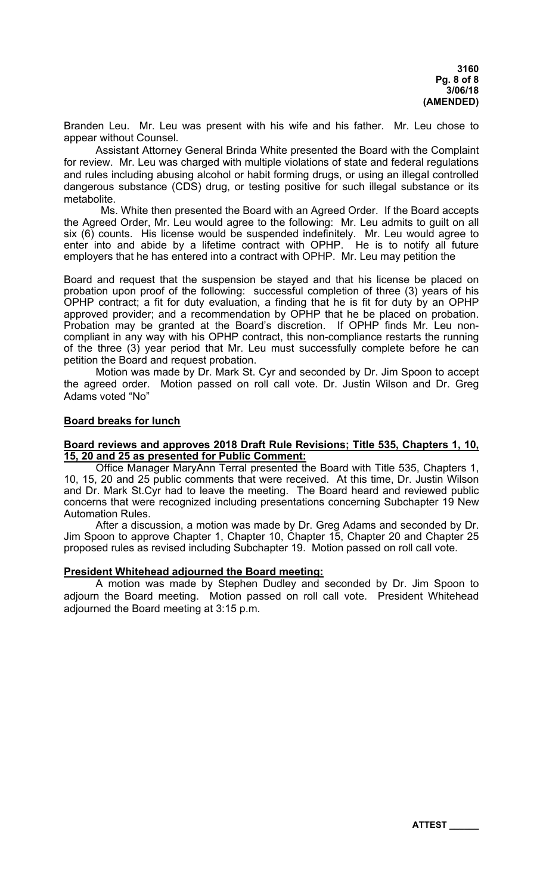Branden Leu. Mr. Leu was present with his wife and his father. Mr. Leu chose to appear without Counsel.

Assistant Attorney General Brinda White presented the Board with the Complaint for review. Mr. Leu was charged with multiple violations of state and federal regulations and rules including abusing alcohol or habit forming drugs, or using an illegal controlled dangerous substance (CDS) drug, or testing positive for such illegal substance or its metabolite.

Ms. White then presented the Board with an Agreed Order. If the Board accepts the Agreed Order, Mr. Leu would agree to the following: Mr. Leu admits to guilt on all six (6) counts. His license would be suspended indefinitely. Mr. Leu would agree to enter into and abide by a lifetime contract with OPHP. He is to notify all future employers that he has entered into a contract with OPHP. Mr. Leu may petition the Board and request that the suspension be stayed and that his license be placed on probation upon proof of the following: successful completion of three (3) years of his OPHP contract; a fit for duty evaluation, a finding that he is fit for duty by an OPHP approved provider; and a recommendation by OPHP that he be placed on probation. Probation may be granted at the Board's discretion. If OPHP finds Mr. Leu non-compliant in any way with his OPHP contract, this non-compliance restarts the running of the three (3) year period that Mr. Leu must successfully complete before he can petition the Board and request probation.

Motion was made by Dr. Mark St. Cyr and seconded by Dr. Jim Spoon to accept the agreed order. Motion passed on roll call vote. Dr. Justin Wilson and Dr. Greg Adams voted "No"

**Board breaks for lunch**

**Board reviews and approves 2018 Draft Rule Revisions; Title 535, Chapters 1, 10, 15, 20 and 25 as presented for Public Comment:**

Office Manager MaryAnn Terral presented the Board with Title 535, Chapters 1, 10, 15, 20 and 25 public comments that were received. At this time, Dr. Justin Wilson and Dr. Mark St.Cyr had to leave the meeting. The Board heard and reviewed public concerns that were recognized including presentations concerning Subchapter 19 New Automation Rules.

After a discussion, a motion was made by Dr. Greg Adams and seconded by Dr. Jim Spoon to approve Chapter 1, Chapter 10, Chapter 15, Chapter 20 and Chapter 25 proposed rules as revised including Subchapter 19. Motion passed on roll call vote.

**President Whitehead adjourned the Board meeting:**

A motion was made by Stephen Dudley and seconded by Dr. Jim Spoon to adjourn the Board meeting. Motion passed on roll call vote. President Whitehead adjourned the Board meeting at 3:15 p.m.

**ATTEST ______**